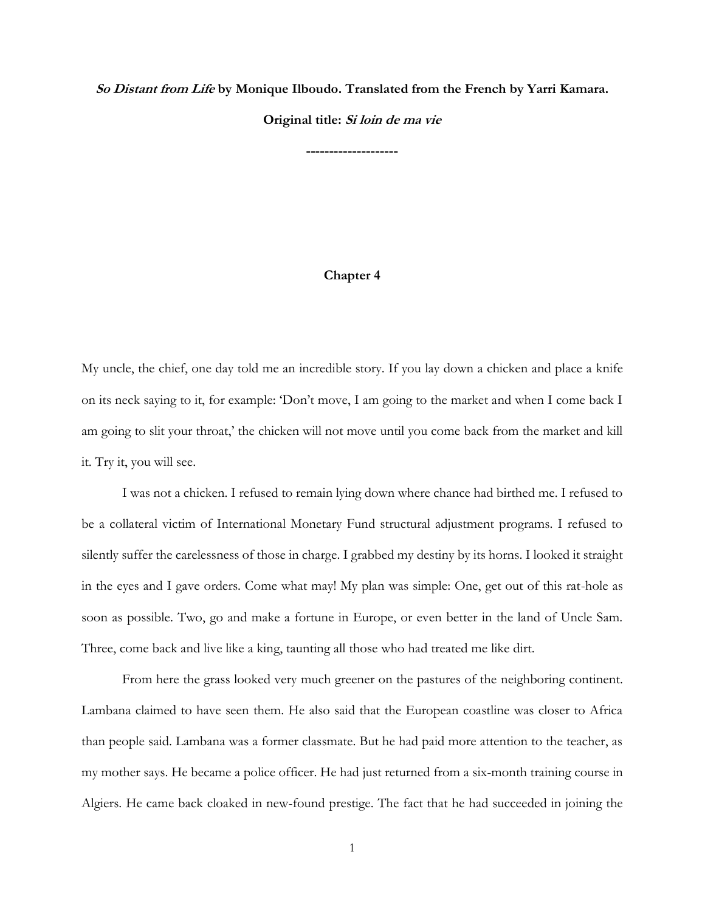***So Distant from Life* by Monique Ilboudo. Translated from the French by Yarri Kamara.**

**Original title: *Si loin de ma vie***

**--------------------**

## Chapter 4

My uncle, the chief, one day told me an incredible story. If you lay down a chicken and place a knife on its neck saying to it, for example: 'Don't move, I am going to the market and when I come back I am going to slit your throat,' the chicken will not move until you come back from the market and kill it. Try it, you will see.

I was not a chicken. I refused to remain lying down where chance had birthed me. I refused to be a collateral victim of International Monetary Fund structural adjustment programs. I refused to silently suffer the carelessness of those in charge. I grabbed my destiny by its horns. I looked it straight in the eyes and I gave orders. Come what may! My plan was simple: One, get out of this rat-hole as soon as possible. Two, go and make a fortune in Europe, or even better in the land of Uncle Sam. Three, come back and live like a king, taunting all those who had treated me like dirt.

From here the grass looked very much greener on the pastures of the neighboring continent. Lambana claimed to have seen them. He also said that the European coastline was closer to Africa than people said. Lambana was a former classmate. But he had paid more attention to the teacher, as my mother says. He became a police officer. He had just returned from a six-month training course in Algiers. He came back cloaked in new-found prestige. The fact that he had succeeded in joining the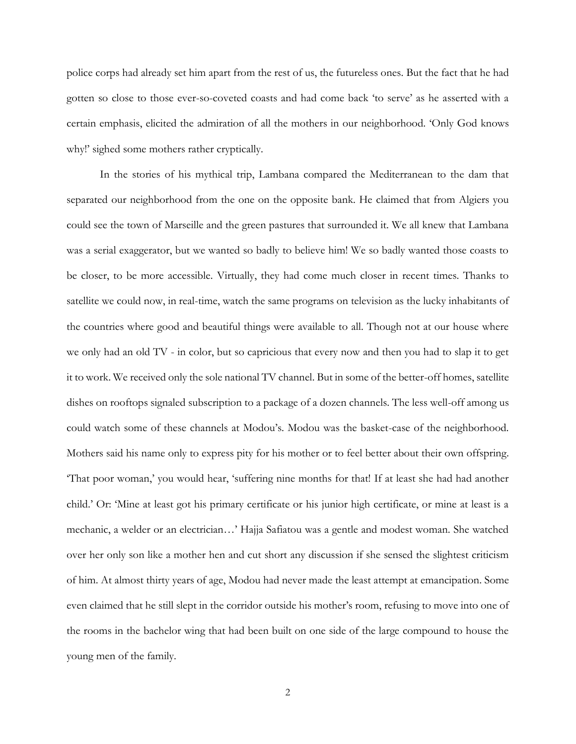police corps had already set him apart from the rest of us, the futureless ones. But the fact that he had gotten so close to those ever-so-coveted coasts and had come back 'to serve' as he asserted with a certain emphasis, elicited the admiration of all the mothers in our neighborhood. 'Only God knows why!' sighed some mothers rather cryptically.

In the stories of his mythical trip, Lambana compared the Mediterranean to the dam that separated our neighborhood from the one on the opposite bank. He claimed that from Algiers you could see the town of Marseille and the green pastures that surrounded it. We all knew that Lambana was a serial exaggerator, but we wanted so badly to believe him! We so badly wanted those coasts to be closer, to be more accessible. Virtually, they had come much closer in recent times. Thanks to satellite we could now, in real-time, watch the same programs on television as the lucky inhabitants of the countries where good and beautiful things were available to all. Though not at our house where we only had an old TV - in color, but so capricious that every now and then you had to slap it to get it to work. We received only the sole national TV channel. But in some of the better-off homes, satellite dishes on rooftops signaled subscription to a package of a dozen channels. The less well-off among us could watch some of these channels at Modou's. Modou was the basket-case of the neighborhood. Mothers said his name only to express pity for his mother or to feel better about their own offspring. 'That poor woman,' you would hear, 'suffering nine months for that! If at least she had had another child.' Or: 'Mine at least got his primary certificate or his junior high certificate, or mine at least is a mechanic, a welder or an electrician…' Hajja Safiatou was a gentle and modest woman. She watched over her only son like a mother hen and cut short any discussion if she sensed the slightest criticism of him. At almost thirty years of age, Modou had never made the least attempt at emancipation. Some even claimed that he still slept in the corridor outside his mother's room, refusing to move into one of the rooms in the bachelor wing that had been built on one side of the large compound to house the young men of the family.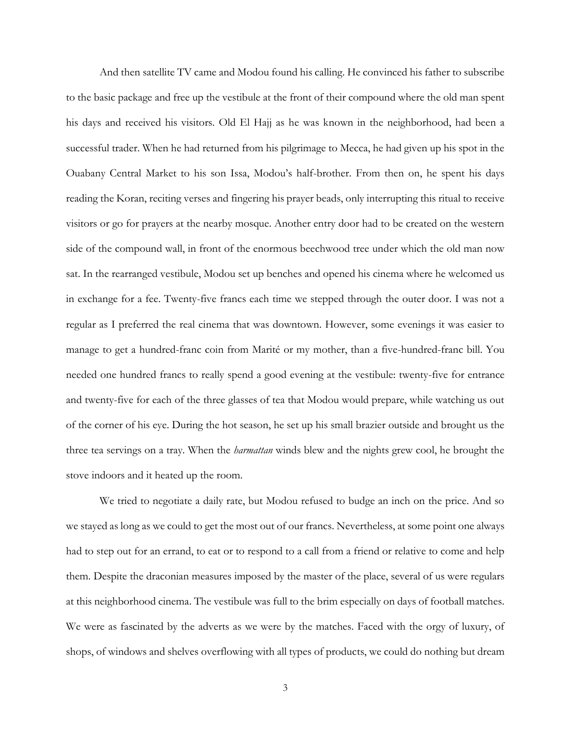And then satellite TV came and Modou found his calling. He convinced his father to subscribe to the basic package and free up the vestibule at the front of their compound where the old man spent his days and received his visitors. Old El Hajj as he was known in the neighborhood, had been a successful trader. When he had returned from his pilgrimage to Mecca, he had given up his spot in the Ouabany Central Market to his son Issa, Modou's half-brother. From then on, he spent his days reading the Koran, reciting verses and fingering his prayer beads, only interrupting this ritual to receive visitors or go for prayers at the nearby mosque. Another entry door had to be created on the western side of the compound wall, in front of the enormous beechwood tree under which the old man now sat. In the rearranged vestibule, Modou set up benches and opened his cinema where he welcomed us in exchange for a fee. Twenty-five francs each time we stepped through the outer door. I was not a regular as I preferred the real cinema that was downtown. However, some evenings it was easier to manage to get a hundred-franc coin from Marité or my mother, than a five-hundred-franc bill. You needed one hundred francs to really spend a good evening at the vestibule: twenty-five for entrance and twenty-five for each of the three glasses of tea that Modou would prepare, while watching us out of the corner of his eye. During the hot season, he set up his small brazier outside and brought us the three tea servings on a tray. When the *harmattan* winds blew and the nights grew cool, he brought the stove indoors and it heated up the room.

We tried to negotiate a daily rate, but Modou refused to budge an inch on the price. And so we stayed as long as we could to get the most out of our francs. Nevertheless, at some point one always had to step out for an errand, to eat or to respond to a call from a friend or relative to come and help them. Despite the draconian measures imposed by the master of the place, several of us were regulars at this neighborhood cinema. The vestibule was full to the brim especially on days of football matches. We were as fascinated by the adverts as we were by the matches. Faced with the orgy of luxury, of shops, of windows and shelves overflowing with all types of products, we could do nothing but dream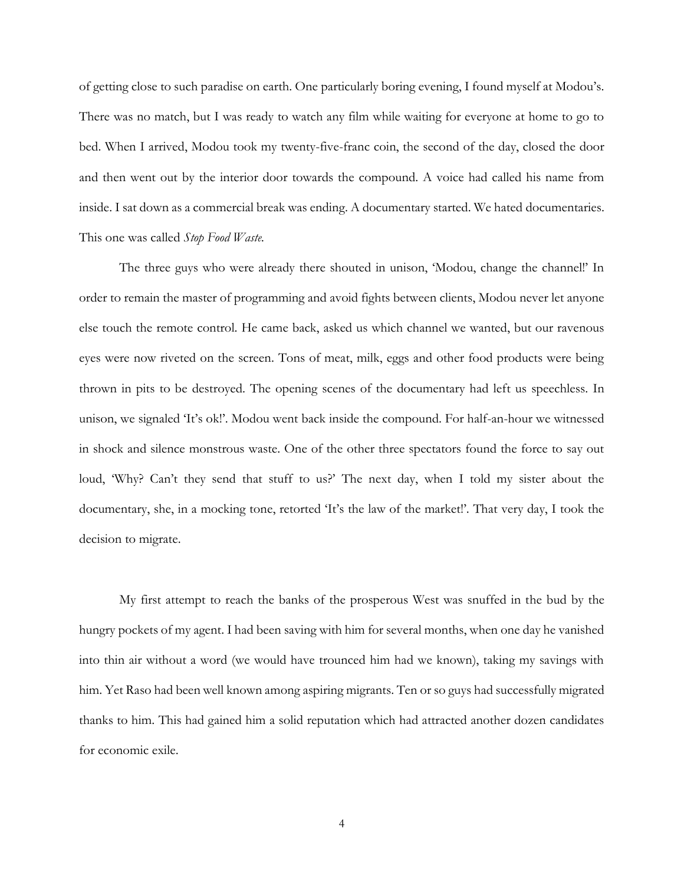of getting close to such paradise on earth. One particularly boring evening, I found myself at Modou's. There was no match, but I was ready to watch any film while waiting for everyone at home to go to bed. When I arrived, Modou took my twenty-five-franc coin, the second of the day, closed the door and then went out by the interior door towards the compound. A voice had called his name from inside. I sat down as a commercial break was ending. A documentary started. We hated documentaries. This one was called *Stop Food Waste*.

The three guys who were already there shouted in unison, 'Modou, change the channel!' In order to remain the master of programming and avoid fights between clients, Modou never let anyone else touch the remote control. He came back, asked us which channel we wanted, but our ravenous eyes were now riveted on the screen. Tons of meat, milk, eggs and other food products were being thrown in pits to be destroyed. The opening scenes of the documentary had left us speechless. In unison, we signaled 'It's ok!'. Modou went back inside the compound. For half-an-hour we witnessed in shock and silence monstrous waste. One of the other three spectators found the force to say out loud, 'Why? Can't they send that stuff to us?' The next day, when I told my sister about the documentary, she, in a mocking tone, retorted 'It's the law of the market!'. That very day, I took the decision to migrate.

My first attempt to reach the banks of the prosperous West was snuffed in the bud by the hungry pockets of my agent. I had been saving with him for several months, when one day he vanished into thin air without a word (we would have trounced him had we known), taking my savings with him. Yet Raso had been well known among aspiring migrants. Ten or so guys had successfully migrated thanks to him. This had gained him a solid reputation which had attracted another dozen candidates for economic exile.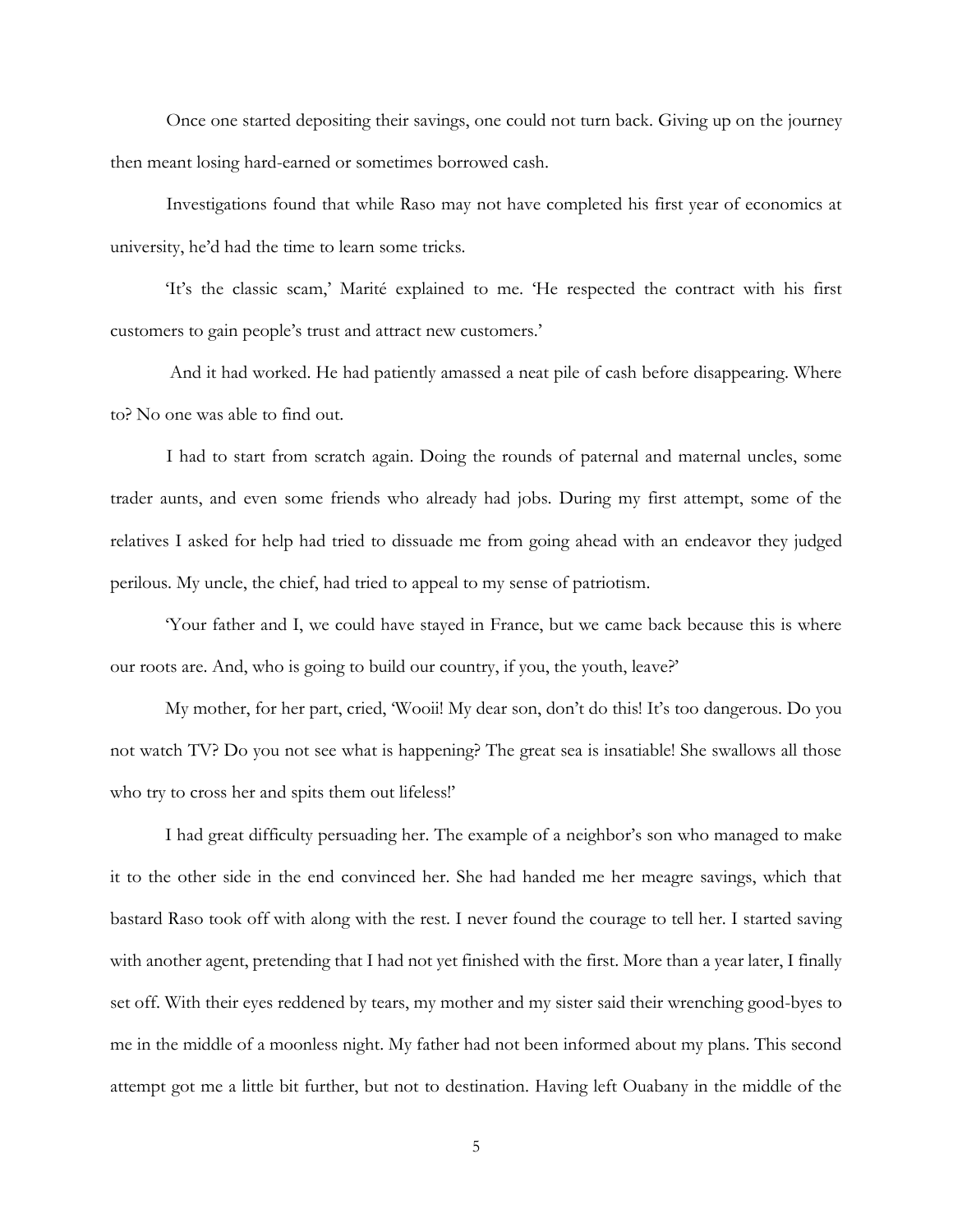Once one started depositing their savings, one could not turn back. Giving up on the journey then meant losing hard-earned or sometimes borrowed cash.

Investigations found that while Raso may not have completed his first year of economics at university, he'd had the time to learn some tricks.

'It's the classic scam,' Marité explained to me. 'He respected the contract with his first customers to gain people's trust and attract new customers.'

And it had worked. He had patiently amassed a neat pile of cash before disappearing. Where to? No one was able to find out.

I had to start from scratch again. Doing the rounds of paternal and maternal uncles, some trader aunts, and even some friends who already had jobs. During my first attempt, some of the relatives I asked for help had tried to dissuade me from going ahead with an endeavor they judged perilous. My uncle, the chief, had tried to appeal to my sense of patriotism.

'Your father and I, we could have stayed in France, but we came back because this is where our roots are. And, who is going to build our country, if you, the youth, leave?'

My mother, for her part, cried, 'Wooii! My dear son, don't do this! It's too dangerous. Do you not watch TV? Do you not see what is happening? The great sea is insatiable! She swallows all those who try to cross her and spits them out lifeless!'

I had great difficulty persuading her. The example of a neighbor's son who managed to make it to the other side in the end convinced her. She had handed me her meagre savings, which that bastard Raso took off with along with the rest. I never found the courage to tell her. I started saving with another agent, pretending that I had not yet finished with the first. More than a year later, I finally set off. With their eyes reddened by tears, my mother and my sister said their wrenching good-byes to me in the middle of a moonless night. My father had not been informed about my plans. This second attempt got me a little bit further, but not to destination. Having left Ouabany in the middle of the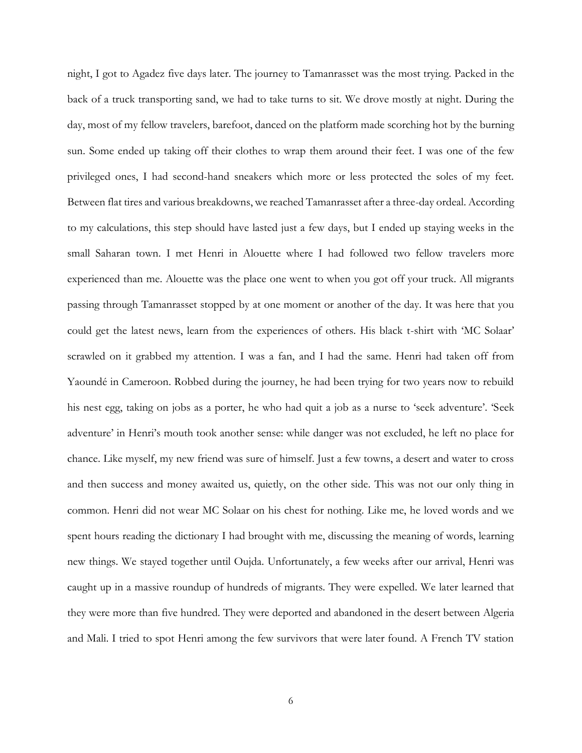night, I got to Agadez five days later. The journey to Tamanrasset was the most trying. Packed in the back of a truck transporting sand, we had to take turns to sit. We drove mostly at night. During the day, most of my fellow travelers, barefoot, danced on the platform made scorching hot by the burning sun. Some ended up taking off their clothes to wrap them around their feet. I was one of the few privileged ones, I had second-hand sneakers which more or less protected the soles of my feet. Between flat tires and various breakdowns, we reached Tamanrasset after a three-day ordeal. According to my calculations, this step should have lasted just a few days, but I ended up staying weeks in the small Saharan town. I met Henri in Alouette where I had followed two fellow travelers more experienced than me. Alouette was the place one went to when you got off your truck. All migrants passing through Tamanrasset stopped by at one moment or another of the day. It was here that you could get the latest news, learn from the experiences of others. His black t-shirt with 'MC Solaar' scrawled on it grabbed my attention. I was a fan, and I had the same. Henri had taken off from Yaoundé in Cameroon. Robbed during the journey, he had been trying for two years now to rebuild his nest egg, taking on jobs as a porter, he who had quit a job as a nurse to 'seek adventure'. 'Seek adventure' in Henri's mouth took another sense: while danger was not excluded, he left no place for chance. Like myself, my new friend was sure of himself. Just a few towns, a desert and water to cross and then success and money awaited us, quietly, on the other side. This was not our only thing in common. Henri did not wear MC Solaar on his chest for nothing. Like me, he loved words and we spent hours reading the dictionary I had brought with me, discussing the meaning of words, learning new things. We stayed together until Oujda. Unfortunately, a few weeks after our arrival, Henri was caught up in a massive roundup of hundreds of migrants. They were expelled. We later learned that they were more than five hundred. They were deported and abandoned in the desert between Algeria and Mali. I tried to spot Henri among the few survivors that were later found. A French TV station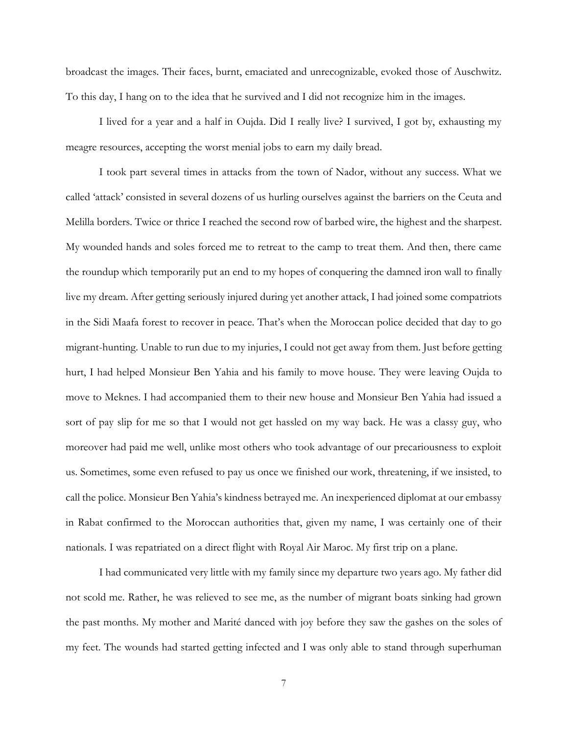broadcast the images. Their faces, burnt, emaciated and unrecognizable, evoked those of Auschwitz. To this day, I hang on to the idea that he survived and I did not recognize him in the images.

I lived for a year and a half in Oujda. Did I really live? I survived, I got by, exhausting my meagre resources, accepting the worst menial jobs to earn my daily bread.

I took part several times in attacks from the town of Nador, without any success. What we called 'attack' consisted in several dozens of us hurling ourselves against the barriers on the Ceuta and Melilla borders. Twice or thrice I reached the second row of barbed wire, the highest and the sharpest. My wounded hands and soles forced me to retreat to the camp to treat them. And then, there came the roundup which temporarily put an end to my hopes of conquering the damned iron wall to finally live my dream. After getting seriously injured during yet another attack, I had joined some compatriots in the Sidi Maafa forest to recover in peace. That's when the Moroccan police decided that day to go migrant-hunting. Unable to run due to my injuries, I could not get away from them. Just before getting hurt, I had helped Monsieur Ben Yahia and his family to move house. They were leaving Oujda to move to Meknes. I had accompanied them to their new house and Monsieur Ben Yahia had issued a sort of pay slip for me so that I would not get hassled on my way back. He was a classy guy, who moreover had paid me well, unlike most others who took advantage of our precariousness to exploit us. Sometimes, some even refused to pay us once we finished our work, threatening, if we insisted, to call the police. Monsieur Ben Yahia's kindness betrayed me. An inexperienced diplomat at our embassy in Rabat confirmed to the Moroccan authorities that, given my name, I was certainly one of their nationals. I was repatriated on a direct flight with Royal Air Maroc. My first trip on a plane.

I had communicated very little with my family since my departure two years ago. My father did not scold me. Rather, he was relieved to see me, as the number of migrant boats sinking had grown the past months. My mother and Marité danced with joy before they saw the gashes on the soles of my feet. The wounds had started getting infected and I was only able to stand through superhuman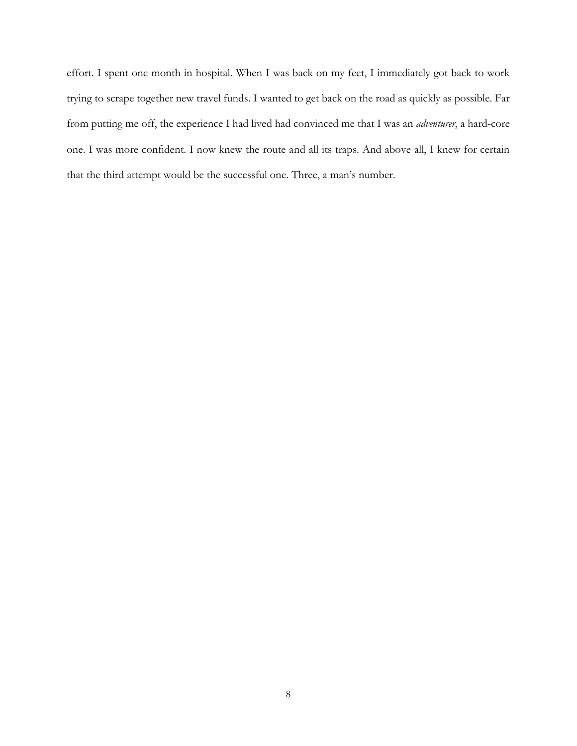effort. I spent one month in hospital. When I was back on my feet, I immediately got back to work trying to scrape together new travel funds. I wanted to get back on the road as quickly as possible. Far from putting me off, the experience I had lived had convinced me that I was an *adventurer*, a hard-core one. I was more confident. I now knew the route and all its traps. And above all, I knew for certain that the third attempt would be the successful one. Three, a man's number.